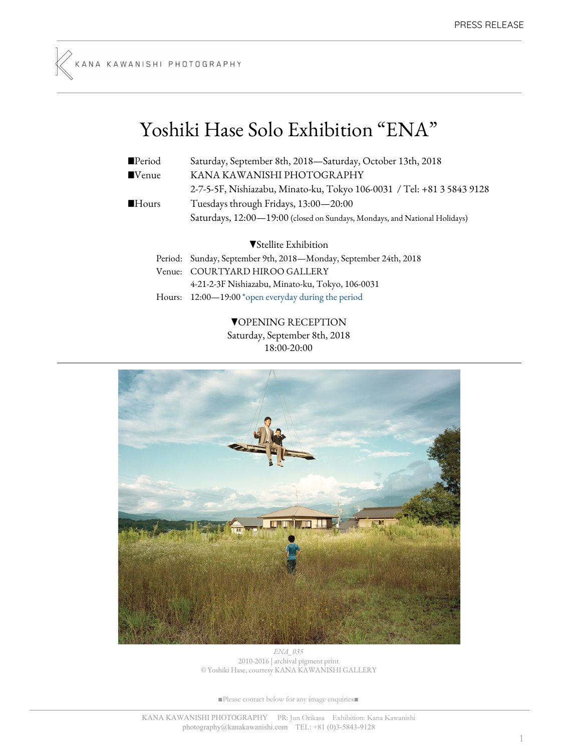PRESS RELEASE

KANA KAWANISHI PHOTOGRAPHY

# Yoshiki Hase Solo Exhibition "ENA"

■Period Saturday, September 8th, 2018—Saturday, October 13th, 2018

■Venue KANA KAWANISHI PHOTOGRAPHY
2-7-5-5F, Nishiazabu, Minato-ku, Tokyo 106-0031 / Tel: +81 3 5843 9128

■Hours Tuesdays through Fridays, 13:00—20:00
Saturdays, 12:00—19:00 (closed on Sundays, Mondays, and National Holidays)

▼Stellite Exhibition

Period: Sunday, September 9th, 2018—Monday, September 24th, 2018
Venue: COURTYARD HIROO GALLERY
4-21-2-3F Nishiazabu, Minato-ku, Tokyo, 106-0031
Hours: 12:00—19:00 *open everyday during the period

▼OPENING RECEPTION
Saturday, September 8th, 2018
18:00-20:00

*ENA_035*
2010-2016 | archival pigment print
© Yoshiki Hase, courtesy KANA KAWANISHI GALLERY

■Please contact below for any image enquiries■

KANA KAWANISHI PHOTOGRAPHY PR: Jun Orikasa Exhibition: Kana Kawanishi
photography@kanakawanishi.com TEL: +81 (0)3-5843-9128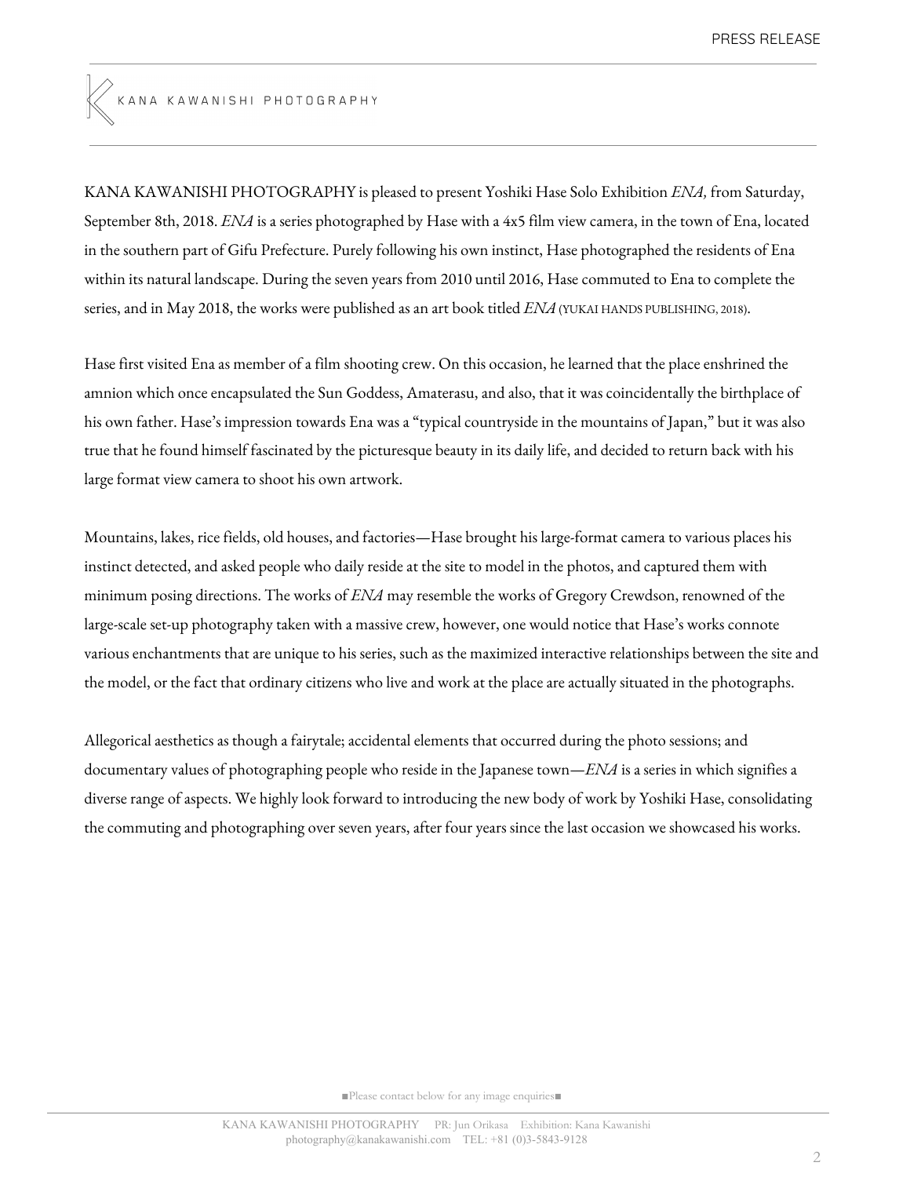KANA KAWANISHI PHOTOGRAPHY is pleased to present Yoshiki Hase Solo Exhibition *ENA,* from Saturday, September 8th, 2018. *ENA* is a series photographed by Hase with a 4x5 film view camera, in the town of Ena, located in the southern part of Gifu Prefecture. Purely following his own instinct, Hase photographed the residents of Ena within its natural landscape. During the seven years from 2010 until 2016, Hase commuted to Ena to complete the series, and in May 2018, the works were published as an art book titled *ENA* (YUKAI HANDS PUBLISHING, 2018).

Hase first visited Ena as member of a film shooting crew. On this occasion, he learned that the place enshrined the amnion which once encapsulated the Sun Goddess, Amaterasu, and also, that it was coincidentally the birthplace of his own father. Hase's impression towards Ena was a "typical countryside in the mountains of Japan," but it was also true that he found himself fascinated by the picturesque beauty in its daily life, and decided to return back with his large format view camera to shoot his own artwork.

Mountains, lakes, rice fields, old houses, and factories—Hase brought his large-format camera to various places his instinct detected, and asked people who daily reside at the site to model in the photos, and captured them with minimum posing directions. The works of *ENA* may resemble the works of Gregory Crewdson, renowned of the large-scale set-up photography taken with a massive crew, however, one would notice that Hase's works connote various enchantments that are unique to his series, such as the maximized interactive relationships between the site and the model, or the fact that ordinary citizens who live and work at the place are actually situated in the photographs.

Allegorical aesthetics as though a fairytale; accidental elements that occurred during the photo sessions; and documentary values of photographing people who reside in the Japanese town—*ENA* is a series in which signifies a diverse range of aspects. We highly look forward to introducing the new body of work by Yoshiki Hase, consolidating the commuting and photographing over seven years, after four years since the last occasion we showcased his works.

■Please contact below for any image enquiries■

KANA KAWANISHI PHOTOGRAPHY PR: Jun Orikasa Exhibition: Kana Kawanishi
photography@kanakawanishi.com TEL: +81 (0)3-5843-9128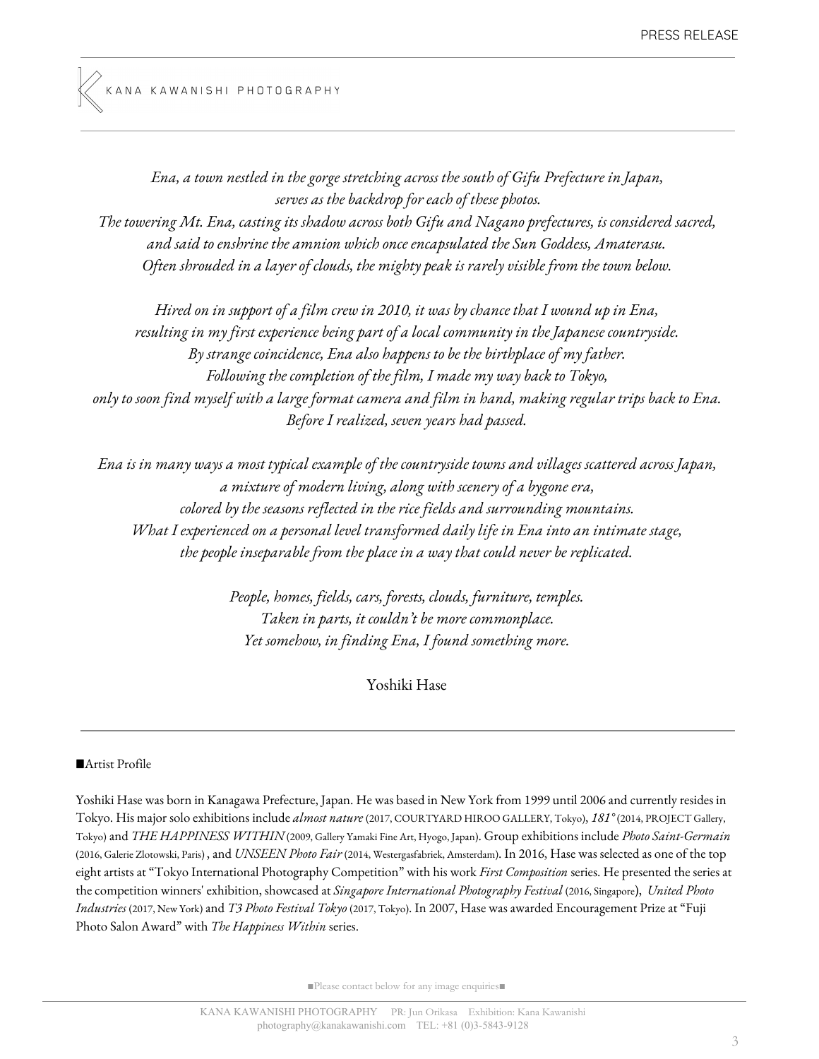PRESS RELEASE

KANA KAWANISHI PHOTOGRAPHY

*Ena, a town nestled in the gorge stretching across the south of Gifu Prefecture in Japan,*
*serves as the backdrop for each of these photos.*
*The towering Mt. Ena, casting its shadow across both Gifu and Nagano prefectures, is considered sacred,*
*and said to enshrine the amnion which once encapsulated the Sun Goddess, Amaterasu.*
*Often shrouded in a layer of clouds, the mighty peak is rarely visible from the town below.*

*Hired on in support of a film crew in 2010, it was by chance that I wound up in Ena,*
*resulting in my first experience being part of a local community in the Japanese countryside.*
*By strange coincidence, Ena also happens to be the birthplace of my father.*
*Following the completion of the film, I made my way back to Tokyo,*
*only to soon find myself with a large format camera and film in hand, making regular trips back to Ena.*
*Before I realized, seven years had passed.*

*Ena is in many ways a most typical example of the countryside towns and villages scattered across Japan,*
*a mixture of modern living, along with scenery of a bygone era,*
*colored by the seasons reflected in the rice fields and surrounding mountains.*
*What I experienced on a personal level transformed daily life in Ena into an intimate stage,*
*the people inseparable from the place in a way that could never be replicated.*

*People, homes, fields, cars, forests, clouds, furniture, temples.*
*Taken in parts, it couldn't be more commonplace.*
*Yet somehow, in finding Ena, I found something more.*

Yoshiki Hase

---

■Artist Profile

Yoshiki Hase was born in Kanagawa Prefecture, Japan. He was based in New York from 1999 until 2006 and currently resides in Tokyo. His major solo exhibitions include *almost nature* (2017, COURTYARD HIROO GALLERY, Tokyo), *181°* (2014, PROJECT Gallery, Tokyo) and *THE HAPPINESS WITHIN* (2009, Gallery Yamaki Fine Art, Hyogo, Japan). Group exhibitions include *Photo Saint-Germain* (2016, Galerie Zlotowski, Paris) , and *UNSEEN Photo Fair* (2014, Westergasfabriek, Amsterdam). In 2016, Hase was selected as one of the top eight artists at "Tokyo International Photography Competition" with his work *First Composition* series. He presented the series at the competition winners' exhibition, showcased at *Singapore International Photography Festival* (2016, Singapore), *United Photo Industries* (2017, New York) and *T3 Photo Festival Tokyo* (2017, Tokyo). In 2007, Hase was awarded Encouragement Prize at "Fuji Photo Salon Award" with *The Happiness Within* series.

■Please contact below for any image enquiries■

KANA KAWANISHI PHOTOGRAPHY PR: Jun Orikasa Exhibition: Kana Kawanishi
photography@kanakawanishi.com TEL: +81 (0)3-5843-9128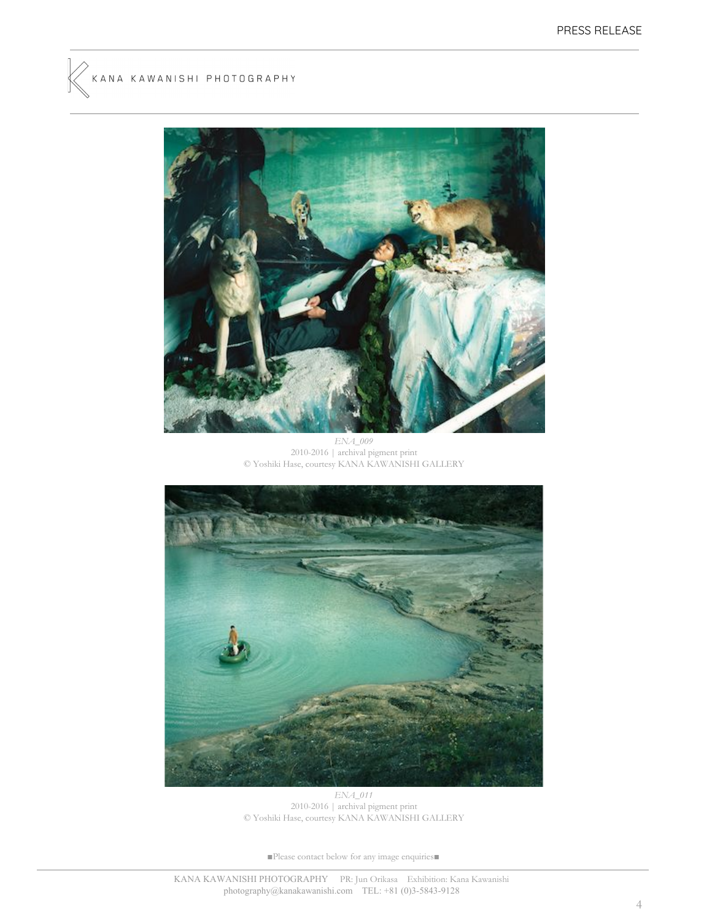*ENA_009*
2010-2016 | archival pigment print
© Yoshiki Hase, courtesy KANA KAWANISHI GALLERY

*ENA_011*
2010-2016 | archival pigment print
© Yoshiki Hase, courtesy KANA KAWANISHI GALLERY

■Please contact below for any image enquiries■

KANA KAWANISHI PHOTOGRAPHY　PR: Jun Orikasa　Exhibition: Kana Kawanishi
photography@kanakawanishi.com　TEL: +81 (0)3-5843-9128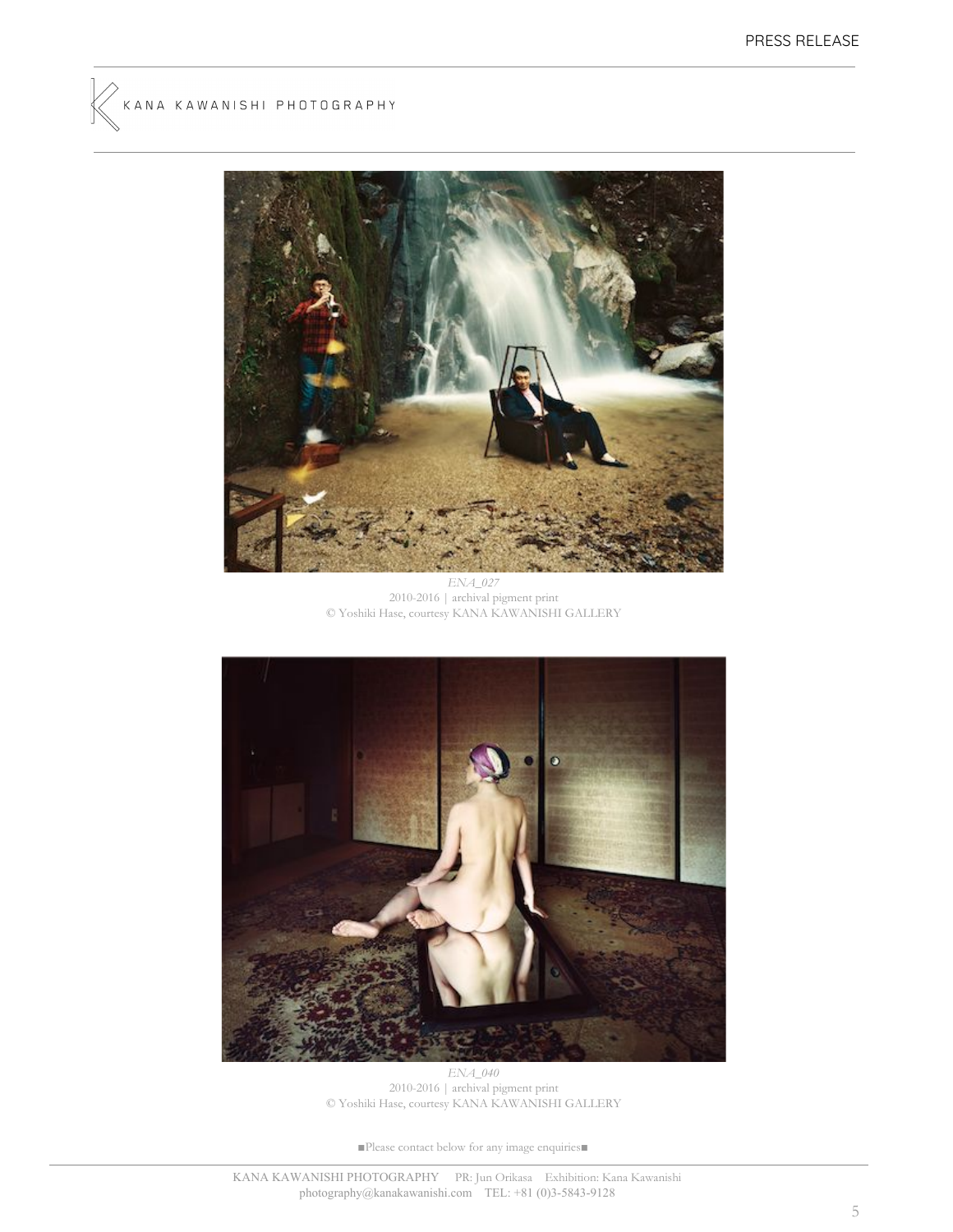*ENA_027*
2010-2016 | archival pigment print
© Yoshiki Hase, courtesy KANA KAWANISHI GALLERY

*ENA_040*
2010-2016 | archival pigment print
© Yoshiki Hase, courtesy KANA KAWANISHI GALLERY

■Please contact below for any image enquiries■

KANA KAWANISHI PHOTOGRAPHY PR: Jun Orikasa Exhibition: Kana Kawanishi
photography@kanakawanishi.com TEL: +81 (0)3-5843-9128